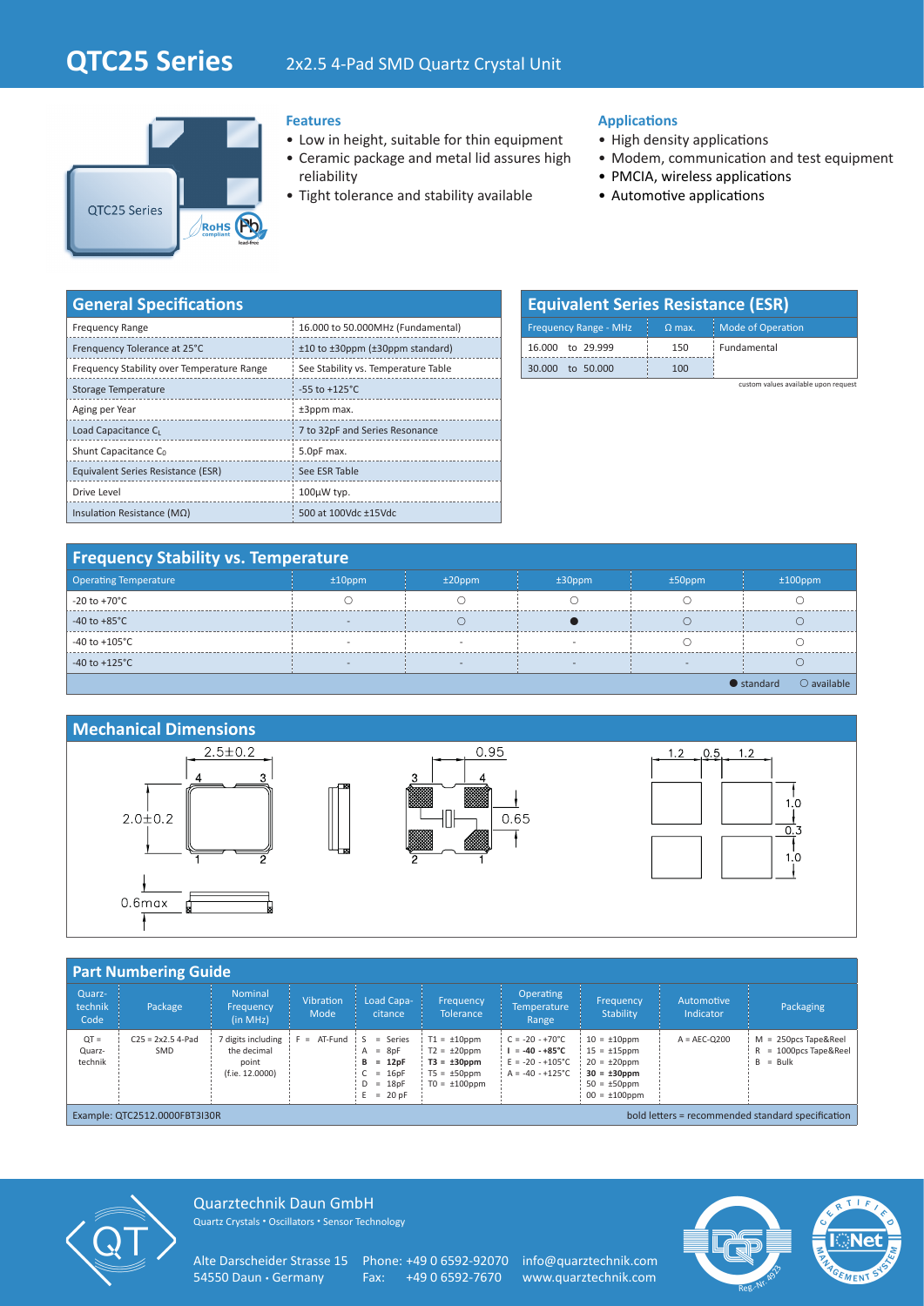# QTC25 Series

2x2.5 4-Pad SMD Quartz Crystal Unit

QTC25 Series

RoHS compliant · Pb lead-free

### Features

- Low in height, suitable for thin equipment
- Ceramic package and metal lid assures high reliability
- Tight tolerance and stability available

### Applications

- High density applications
- Modem, communication and test equipment
- PMCIA, wireless applications
- Automotive applications

## General Specifications

| | |
|---|---|
| Frequency Range | 16.000 to 50.000MHz (Fundamental) |
| Frenquency Tolerance at 25°C | ±10 to ±30ppm (±30ppm standard) |
| Frequency Stability over Temperature Range | See Stability vs. Temperature Table |
| Storage Temperature | -55 to +125°C |
| Aging per Year | ±3ppm max. |
| Load Capacitance $C_L$ | 7 to 32pF and Series Resonance |
| Shunt Capacitance $C_0$ | 5.0pF max. |
| Equivalent Series Resistance (ESR) | See ESR Table |
| Drive Level | 100µW typ. |
| Insulation Resistance (MΩ) | 500 at 100Vdc ±15Vdc |

## Equivalent Series Resistance (ESR)

| Frequency Range - MHz | Ω max. | Mode of Operation |
|---|---|---|
| 16.000 to 29.999 | 150 | Fundamental |
| 30.000 to 50.000 | 100 | |

custom values available upon request

## Frequency Stability vs. Temperature

| Operating Temperature | ±10ppm | ±20ppm | ±30ppm | ±50ppm | ±100ppm |
|---|---|---|---|---|---|
| -20 to +70°C | ○ | ○ | ○ | ○ | ○ |
| -40 to +85°C | - | ○ | ● | ○ | ○ |
| -40 to +105°C | - | - | - | ○ | ○ |
| -40 to +125°C | - | - | - | - | ○ |

● standard ○ available

## Mechanical Dimensions

2.5±0.2; 2.0±0.2; 0.6max; 0.95; 0.65; 1.2; 0.5; 1.2; 1.0; 0.3; 1.0

## Part Numbering Guide

| Quarz-technik Code | Package | Nominal Frequency (in MHz) | Vibration Mode | Load Capa-citance | Frequency Tolerance | Operating Temperature Range | Frequency Stability | Automotive Indicator | Packaging |
|---|---|---|---|---|---|---|---|---|---|
| QT = Quarz-technik | C25 = 2x2.5 4-Pad SMD | 7 digits including the decimal point (f.ie. 12.0000) | F = AT-Fund | S = Series<br>A = 8pF<br>**B = 12pF**<br>C = 16pF<br>D = 18pF<br>E = 20 pF | T1 = ±10ppm<br>T2 = ±20ppm<br>**T3 = ±30ppm**<br>T5 = ±50ppm<br>T0 = ±100ppm | C = -20 - +70°C<br>**I = -40 - +85°C**<br>E = -20 - +105°C<br>A = -40 - +125°C | 10 = ±10ppm<br>15 = ±15ppm<br>20 = ±20ppm<br>**30 = ±30ppm**<br>50 = ±50ppm<br>00 = ±100ppm | A = AEC-Q200 | M = 250pcs Tape&Reel<br>R = 1000pcs Tape&Reel<br>B = Bulk |

Example: QTC2512.0000FBT3I30R

bold letters = recommended standard specification

Quarztechnik Daun GmbH
Quartz Crystals • Oscillators • Sensor Technology

Alte Darscheider Strasse 15
54550 Daun • Germany

Phone: +49 0 6592-92070
Fax: +49 0 6592-7670

info@quarztechnik.com
www.quarztechnik.com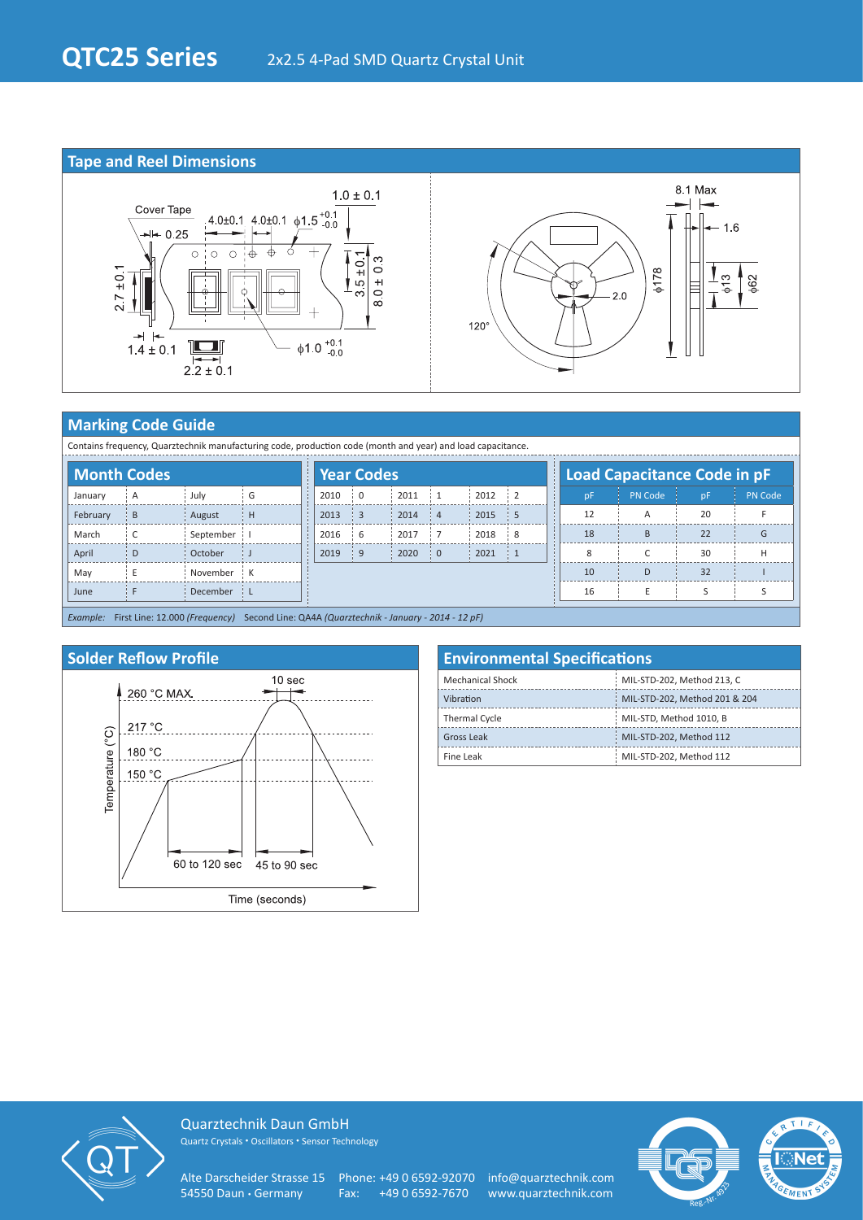# QTC25 Series

2x2.5 4-Pad SMD Quartz Crystal Unit

## Tape and Reel Dimensions

Cover Tape
0.25
4.0±0.1
4.0±0.1
ϕ1.5 +0.1 -0.0
1.0 ± 0.1
2.7 ±0.1
3.5 ±0.1
8.0 ± 0.3
1.4 ± 0.1
2.2 ± 0.1
ϕ1.0 +0.1 -0.0

8.1 Max
1.6
2.0
ϕ178
ϕ13
ϕ62
120°

## Marking Code Guide

Contains frequency, Quarztechnik manufacturing code, production code (month and year) and load capacitance.

### Month Codes

| | | | |
|---|---|---|---|
| January | A | July | G |
| February | B | August | H |
| March | C | September | I |
| April | D | October | J |
| May | E | November | K |
| June | F | December | L |

### Year Codes

| | | | | | |
|---|---|---|---|---|---|
| 2010 | 0 | 2011 | 1 | 2012 | 2 |
| 2013 | 3 | 2014 | 4 | 2015 | 5 |
| 2016 | 6 | 2017 | 7 | 2018 | 8 |
| 2019 | 9 | 2020 | 0 | 2021 | 1 |

### Load Capacitance Code in pF

| pF | PN Code | pF | PN Code |
|---|---|---|---|
| 12 | A | 20 | F |
| 18 | B | 22 | G |
| 8 | C | 30 | H |
| 10 | D | 32 | I |
| 16 | E | S | S |

*Example:* First Line: 12.000 *(Frequency)* Second Line: QA4A *(Quarztechnik - January - 2014 - 12 pF)*

## Solder Reflow Profile

260 °C MAX.
10 sec
217 °C
180 °C
150 °C
Temperature (°C)
60 to 120 sec
45 to 90 sec
Time (seconds)

## Environmental Specifications

| | |
|---|---|
| Mechanical Shock | MIL-STD-202, Method 213, C |
| Vibration | MIL-STD-202, Method 201 & 204 |
| Thermal Cycle | MIL-STD, Method 1010, B |
| Gross Leak | MIL-STD-202, Method 112 |
| Fine Leak | MIL-STD-202, Method 112 |

Quarztechnik Daun GmbH
Quartz Crystals • Oscillators • Sensor Technology

Alte Darscheider Strasse 15
54550 Daun • Germany

Phone: +49 0 6592-92070
Fax: +49 0 6592-7670

info@quarztechnik.com
www.quarztechnik.com